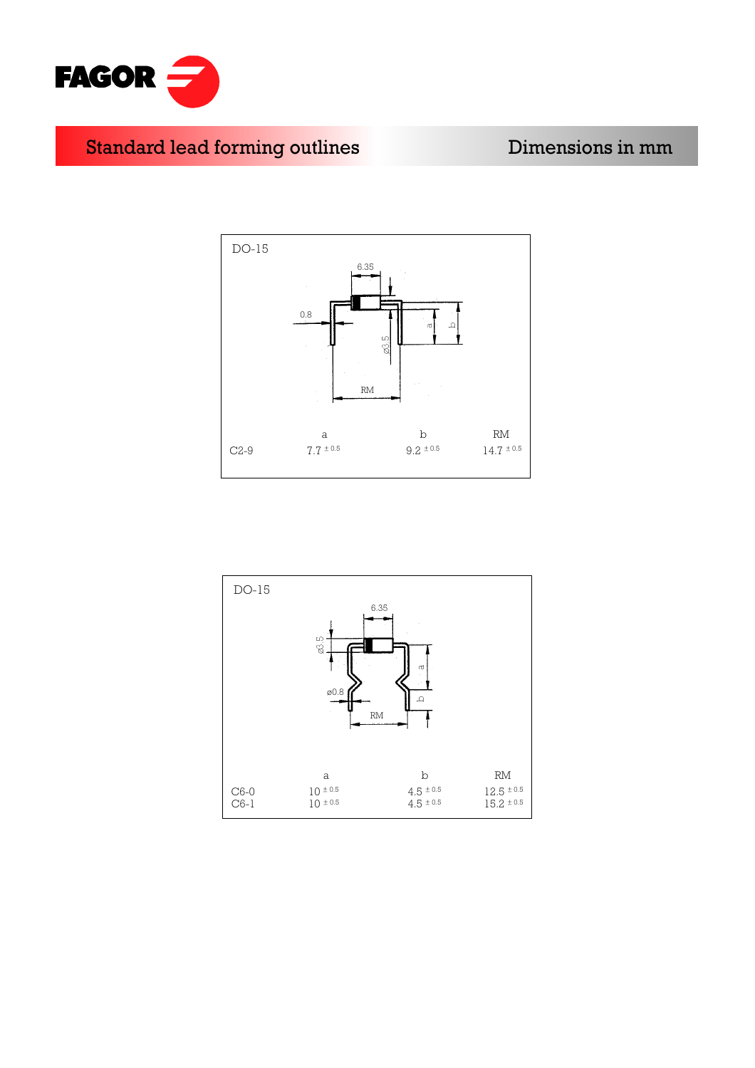# Standard lead forming outlines

Dimensions in mm

## DO-15

6.35

0.8

ø3.5

a

b

RM

| | a | b | RM |
|---|---|---|---|
| C2-9 | 7.7 $^{\pm 0.5}$ | 9.2 $^{\pm 0.5}$ | 14.7 $^{\pm 0.5}$ |

## DO-15

6.35

ø3.5

ø0.8

a

b

RM

| | a | b | RM |
|---|---|---|---|
| C6-0 | 10 $^{\pm 0.5}$ | 4.5 $^{\pm 0.5}$ | 12.5 $^{\pm 0.5}$ |
| C6-1 | 10 $^{\pm 0.5}$ | 4.5 $^{\pm 0.5}$ | 15.2 $^{\pm 0.5}$ |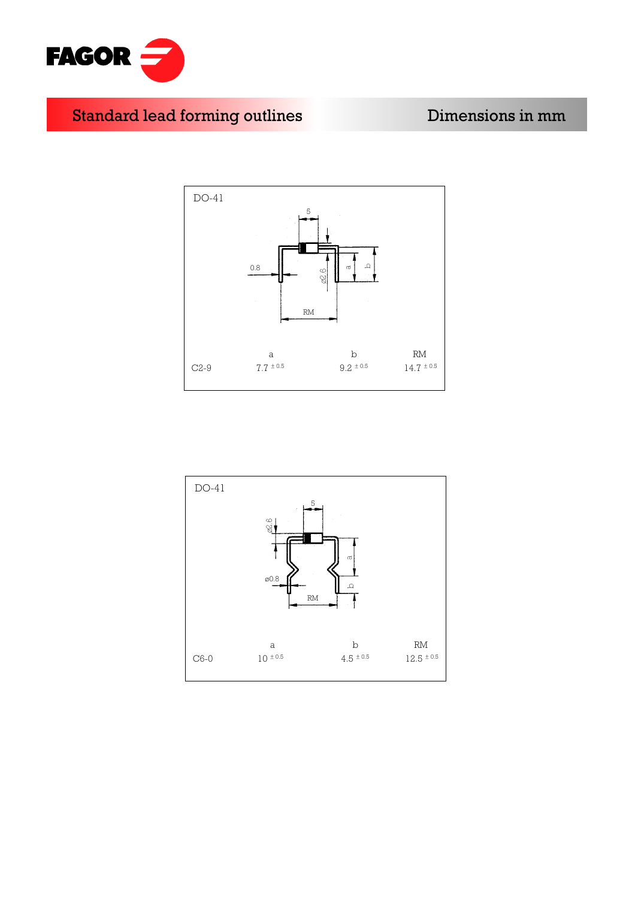# Standard lead forming outlines

Dimensions in mm

DO-41

|  | a | b | RM |
|---|---|---|---|
| C2-9 | 7.7 ± 0.5 | 9.2 ± 0.5 | 14.7 ± 0.5 |

DO-41

|  | a | b | RM |
|---|---|---|---|
| C6-0 | 10 ± 0.5 | 4.5 ± 0.5 | 12.5 ± 0.5 |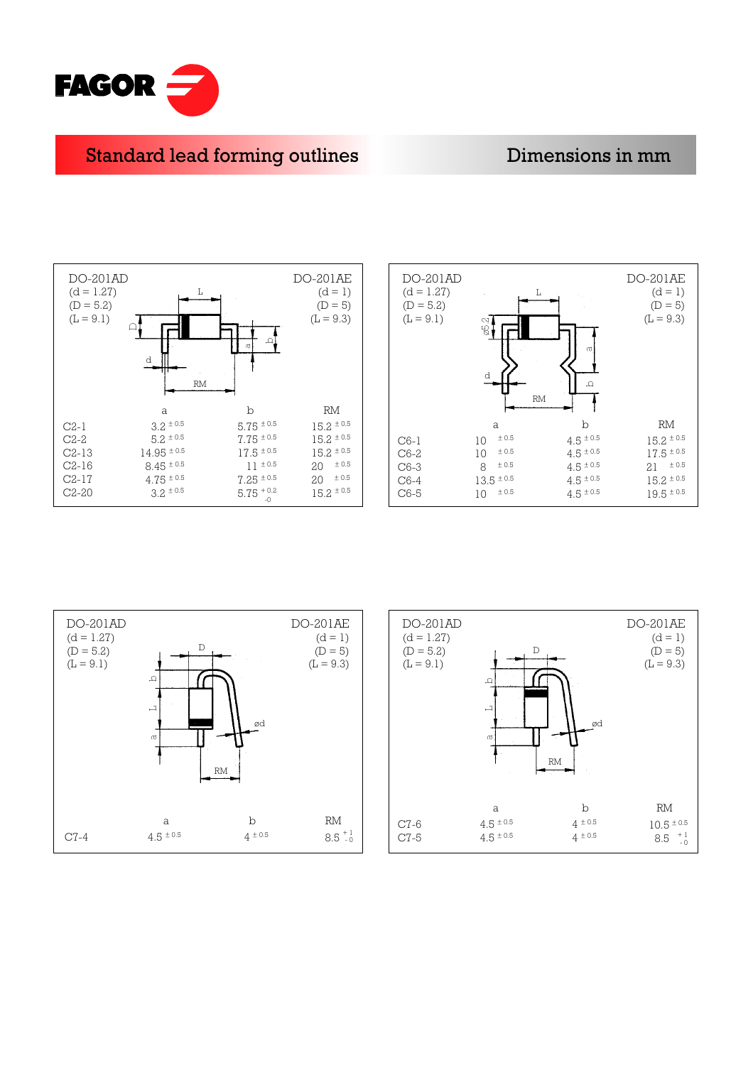# Standard lead forming outlines

Dimensions in mm

DO-201AD (d = 1.27) (D = 5.2) (L = 9.1)

DO-201AE (d = 1) (D = 5) (L = 9.3)

| | a | b | RM |
|---|---|---|---|
| C2-1 | 3.2 ± 0.5 | 5.75 ± 0.5 | 15.2 ± 0.5 |
| C2-2 | 5.2 ± 0.5 | 7.75 ± 0.5 | 15.2 ± 0.5 |
| C2-13 | 14.95 ± 0.5 | 17.5 ± 0.5 | 15.2 ± 0.5 |
| C2-16 | 8.45 ± 0.5 | 11 ± 0.5 | 20 ± 0.5 |
| C2-17 | 4.75 ± 0.5 | 7.25 ± 0.5 | 20 ± 0.5 |
| C2-20 | 3.2 ± 0.5 | 5.75 +0.2 -0 | 15.2 ± 0.5 |

DO-201AD (d = 1.27) (D = 5.2) (L = 9.1)

DO-201AE (d = 1) (D = 5) (L = 9.3)

| | a | b | RM |
|---|---|---|---|
| C6-1 | 10 ± 0.5 | 4.5 ± 0.5 | 15.2 ± 0.5 |
| C6-2 | 10 ± 0.5 | 4.5 ± 0.5 | 17.5 ± 0.5 |
| C6-3 | 8 ± 0.5 | 4.5 ± 0.5 | 21 ± 0.5 |
| C6-4 | 13.5 ± 0.5 | 4.5 ± 0.5 | 15.2 ± 0.5 |
| C6-5 | 10 ± 0.5 | 4.5 ± 0.5 | 19.5 ± 0.5 |

DO-201AD (d = 1.27) (D = 5.2) (L = 9.1)

DO-201AE (d = 1) (D = 5) (L = 9.3)

| | a | b | RM |
|---|---|---|---|
| C7-4 | 4.5 ± 0.5 | 4 ± 0.5 | 8.5 +1 -0 |

DO-201AD (d = 1.27) (D = 5.2) (L = 9.1)

DO-201AE (d = 1) (D = 5) (L = 9.3)

| | a | b | RM |
|---|---|---|---|
| C7-6 | 4.5 ± 0.5 | 4 ± 0.5 | 10.5 ± 0.5 |
| C7-5 | 4.5 ± 0.5 | 4 ± 0.5 | 8.5 +1 -0 |